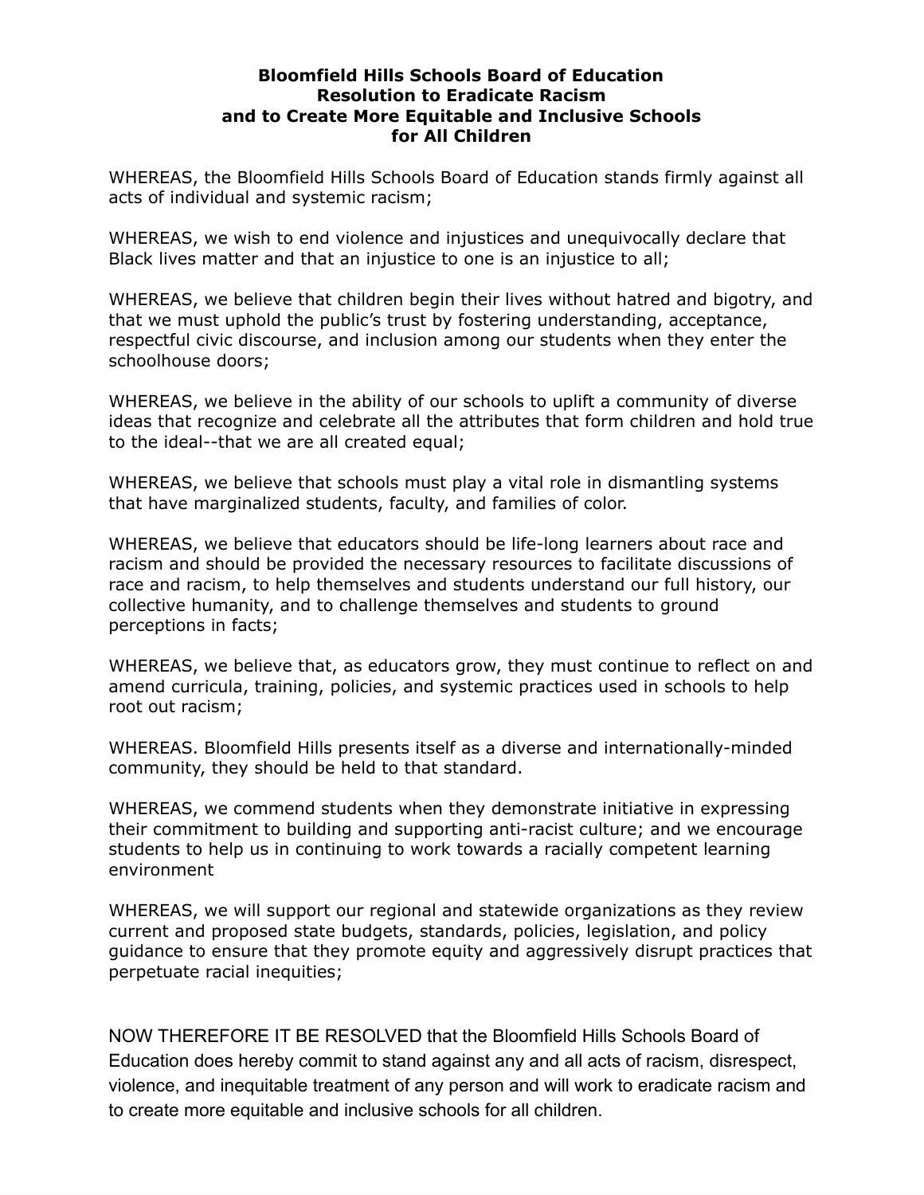# Bloomfield Hills Schools Board of Education Resolution to Eradicate Racism and to Create More Equitable and Inclusive Schools for All Children

WHEREAS, the Bloomfield Hills Schools Board of Education stands firmly against all acts of individual and systemic racism;

WHEREAS, we wish to end violence and injustices and unequivocally declare that Black lives matter and that an injustice to one is an injustice to all;

WHEREAS, we believe that children begin their lives without hatred and bigotry, and that we must uphold the public's trust by fostering understanding, acceptance, respectful civic discourse, and inclusion among our students when they enter the schoolhouse doors;

WHEREAS, we believe in the ability of our schools to uplift a community of diverse ideas that recognize and celebrate all the attributes that form children and hold true to the ideal--that we are all created equal;

WHEREAS, we believe that schools must play a vital role in dismantling systems that have marginalized students, faculty, and families of color.

WHEREAS, we believe that educators should be life-long learners about race and racism and should be provided the necessary resources to facilitate discussions of race and racism, to help themselves and students understand our full history, our collective humanity, and to challenge themselves and students to ground perceptions in facts;

WHEREAS, we believe that, as educators grow, they must continue to reflect on and amend curricula, training, policies, and systemic practices used in schools to help root out racism;

WHEREAS. Bloomfield Hills presents itself as a diverse and internationally-minded community, they should be held to that standard.

WHEREAS, we commend students when they demonstrate initiative in expressing their commitment to building and supporting anti-racist culture; and we encourage students to help us in continuing to work towards a racially competent learning environment

WHEREAS, we will support our regional and statewide organizations as they review current and proposed state budgets, standards, policies, legislation, and policy guidance to ensure that they promote equity and aggressively disrupt practices that perpetuate racial inequities;

NOW THEREFORE IT BE RESOLVED that the Bloomfield Hills Schools Board of Education does hereby commit to stand against any and all acts of racism, disrespect, violence, and inequitable treatment of any person and will work to eradicate racism and to create more equitable and inclusive schools for all children.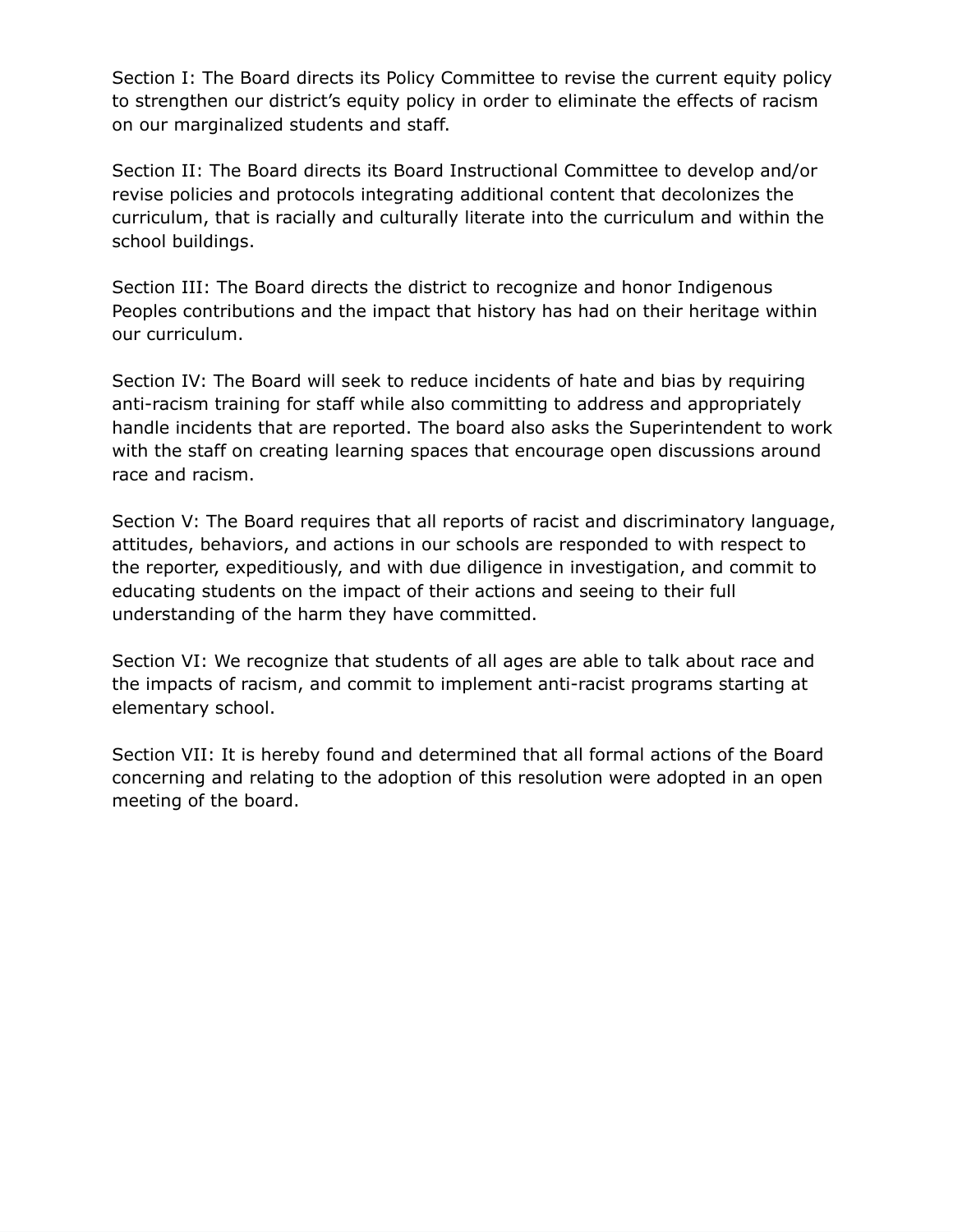Section I: The Board directs its Policy Committee to revise the current equity policy to strengthen our district's equity policy in order to eliminate the effects of racism on our marginalized students and staff.

Section II: The Board directs its Board Instructional Committee to develop and/or revise policies and protocols integrating additional content that decolonizes the curriculum, that is racially and culturally literate into the curriculum and within the school buildings.

Section III: The Board directs the district to recognize and honor Indigenous Peoples contributions and the impact that history has had on their heritage within our curriculum.

Section IV: The Board will seek to reduce incidents of hate and bias by requiring anti-racism training for staff while also committing to address and appropriately handle incidents that are reported. The board also asks the Superintendent to work with the staff on creating learning spaces that encourage open discussions around race and racism.

Section V: The Board requires that all reports of racist and discriminatory language, attitudes, behaviors, and actions in our schools are responded to with respect to the reporter, expeditiously, and with due diligence in investigation, and commit to educating students on the impact of their actions and seeing to their full understanding of the harm they have committed.

Section VI: We recognize that students of all ages are able to talk about race and the impacts of racism, and commit to implement anti-racist programs starting at elementary school.

Section VII: It is hereby found and determined that all formal actions of the Board concerning and relating to the adoption of this resolution were adopted in an open meeting of the board.